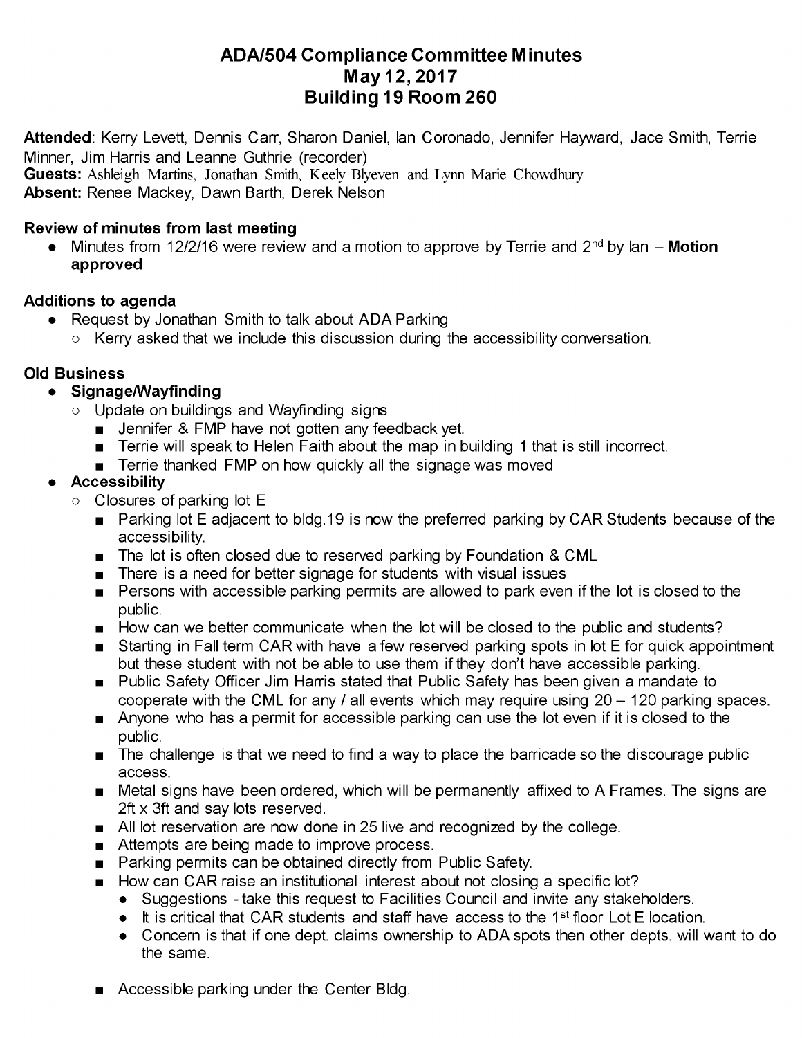# ADA/504 Compliance Committee Minutes
## May 12, 2017
## Building 19 Room 260

**Attended**: Kerry Levett, Dennis Carr, Sharon Daniel, Ian Coronado, Jennifer Hayward, Jace Smith, Terrie Minner, Jim Harris and Leanne Guthrie (recorder)
**Guests:** Ashleigh Martins, Jonathan Smith, Keely Blyeven and Lynn Marie Chowdhury
**Absent:** Renee Mackey, Dawn Barth, Derek Nelson

### Review of minutes from last meeting

- Minutes from 12/2/16 were review and a motion to approve by Terrie and 2nd by Ian – **Motion approved**

### Additions to agenda

- Request by Jonathan Smith to talk about ADA Parking
  - Kerry asked that we include this discussion during the accessibility conversation.

### Old Business

- **Signage/Wayfinding**
  - Update on buildings and Wayfinding signs
    - Jennifer & FMP have not gotten any feedback yet.
    - Terrie will speak to Helen Faith about the map in building 1 that is still incorrect.
    - Terrie thanked FMP on how quickly all the signage was moved
- **Accessibility**
  - Closures of parking lot E
    - Parking lot E adjacent to bldg.19 is now the preferred parking by CAR Students because of the accessibility.
    - The lot is often closed due to reserved parking by Foundation & CML
    - There is a need for better signage for students with visual issues
    - Persons with accessible parking permits are allowed to park even if the lot is closed to the public.
    - How can we better communicate when the lot will be closed to the public and students?
    - Starting in Fall term CAR with have a few reserved parking spots in lot E for quick appointment but these student with not be able to use them if they don't have accessible parking.
    - Public Safety Officer Jim Harris stated that Public Safety has been given a mandate to cooperate with the CML for any / all events which may require using 20 – 120 parking spaces.
    - Anyone who has a permit for accessible parking can use the lot even if it is closed to the public.
    - The challenge is that we need to find a way to place the barricade so the discourage public access.
    - Metal signs have been ordered, which will be permanently affixed to A Frames. The signs are 2ft x 3ft and say lots reserved.
    - All lot reservation are now done in 25 live and recognized by the college.
    - Attempts are being made to improve process.
    - Parking permits can be obtained directly from Public Safety.
    - How can CAR raise an institutional interest about not closing a specific lot?
      - Suggestions - take this request to Facilities Council and invite any stakeholders.
      - It is critical that CAR students and staff have access to the 1st floor Lot E location.
      - Concern is that if one dept. claims ownership to ADA spots then other depts. will want to do the same.

    - Accessible parking under the Center Bldg.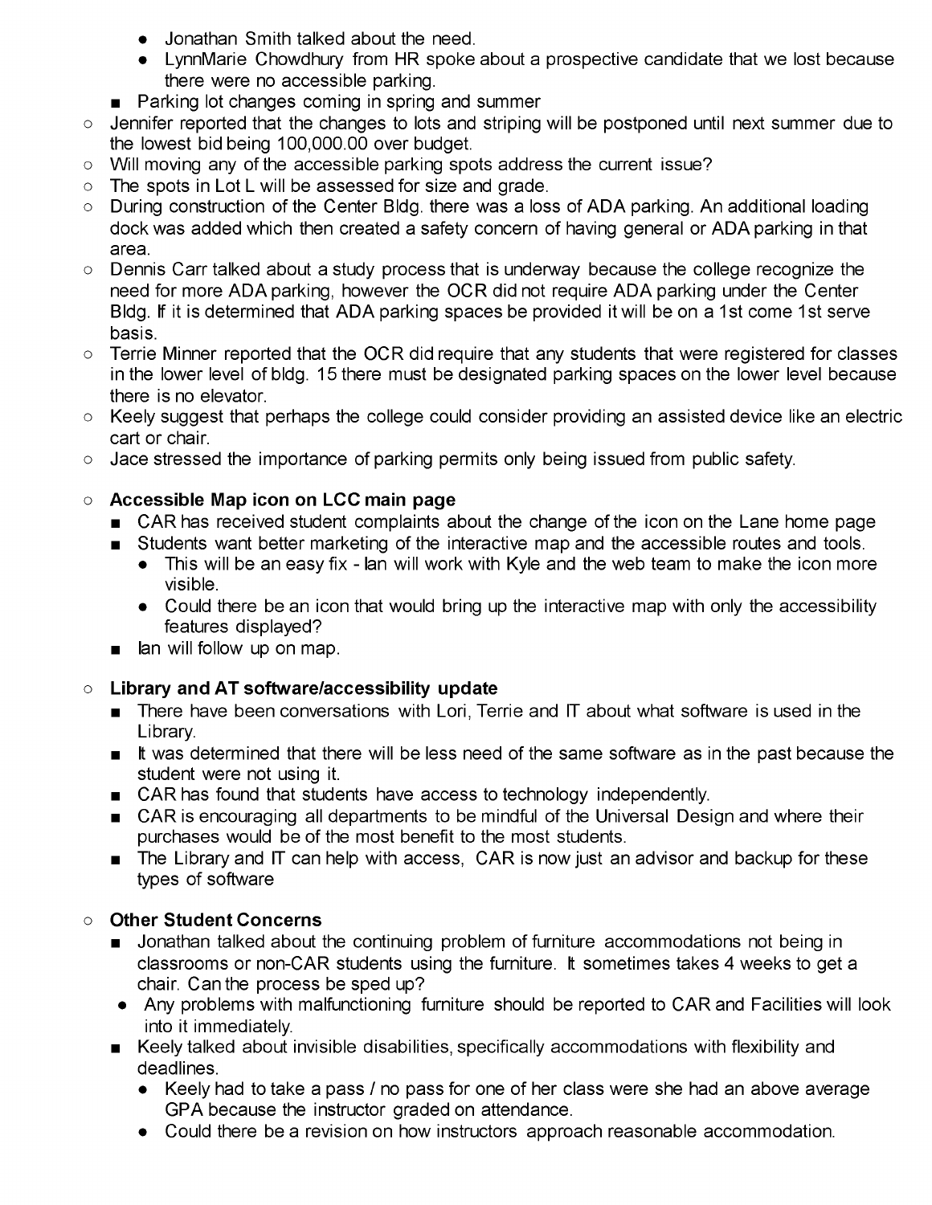- Jonathan Smith talked about the need.
        - LynnMarie Chowdhury from HR spoke about a prospective candidate that we lost because there were no accessible parking.
    - Parking lot changes coming in spring and summer
- Jennifer reported that the changes to lots and striping will be postponed until next summer due to the lowest bid being 100,000.00 over budget.
- Will moving any of the accessible parking spots address the current issue?
- The spots in Lot L will be assessed for size and grade.
- During construction of the Center Bldg. there was a loss of ADA parking. An additional loading dock was added which then created a safety concern of having general or ADA parking in that area.
- Dennis Carr talked about a study process that is underway because the college recognize the need for more ADA parking, however the OCR did not require ADA parking under the Center Bldg. If it is determined that ADA parking spaces be provided it will be on a 1st come 1st serve basis.
- Terrie Minner reported that the OCR did require that any students that were registered for classes in the lower level of bldg. 15 there must be designated parking spaces on the lower level because there is no elevator.
- Keely suggest that perhaps the college could consider providing an assisted device like an electric cart or chair.
- Jace stressed the importance of parking permits only being issued from public safety.

- **Accessible Map icon on LCC main page**
    - CAR has received student complaints about the change of the icon on the Lane home page
    - Students want better marketing of the interactive map and the accessible routes and tools.
        - This will be an easy fix - Ian will work with Kyle and the web team to make the icon more visible.
        - Could there be an icon that would bring up the interactive map with only the accessibility features displayed?
    - Ian will follow up on map.

- **Library and AT software/accessibility update**
    - There have been conversations with Lori, Terrie and IT about what software is used in the Library.
    - It was determined that there will be less need of the same software as in the past because the student were not using it.
    - CAR has found that students have access to technology independently.
    - CAR is encouraging all departments to be mindful of the Universal Design and where their purchases would be of the most benefit to the most students.
    - The Library and IT can help with access, CAR is now just an advisor and backup for these types of software

- **Other Student Concerns**
    - Jonathan talked about the continuing problem of furniture accommodations not being in classrooms or non-CAR students using the furniture. It sometimes takes 4 weeks to get a chair. Can the process be sped up?
    - Any problems with malfunctioning furniture should be reported to CAR and Facilities will look into it immediately.
    - Keely talked about invisible disabilities, specifically accommodations with flexibility and deadlines.
        - Keely had to take a pass / no pass for one of her class were she had an above average GPA because the instructor graded on attendance.
        - Could there be a revision on how instructors approach reasonable accommodation.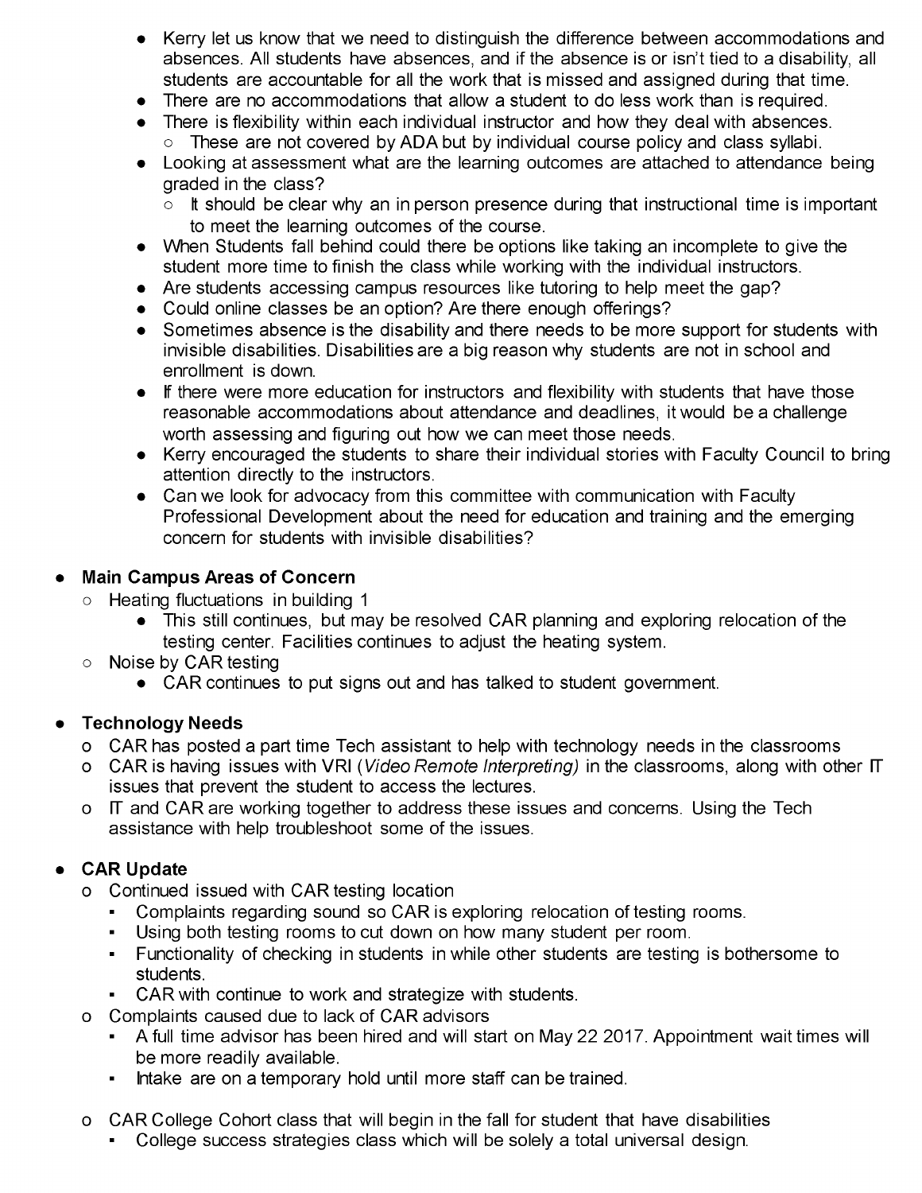- Kerry let us know that we need to distinguish the difference between accommodations and absences. All students have absences, and if the absence is or isn't tied to a disability, all students are accountable for all the work that is missed and assigned during that time.
- There are no accommodations that allow a student to do less work than is required.
- There is flexibility within each individual instructor and how they deal with absences.
  - These are not covered by ADA but by individual course policy and class syllabi.
- Looking at assessment what are the learning outcomes are attached to attendance being graded in the class?
  - It should be clear why an in person presence during that instructional time is important to meet the learning outcomes of the course.
- When Students fall behind could there be options like taking an incomplete to give the student more time to finish the class while working with the individual instructors.
- Are students accessing campus resources like tutoring to help meet the gap?
- Could online classes be an option? Are there enough offerings?
- Sometimes absence is the disability and there needs to be more support for students with invisible disabilities. Disabilities are a big reason why students are not in school and enrollment is down.
- If there were more education for instructors and flexibility with students that have those reasonable accommodations about attendance and deadlines, it would be a challenge worth assessing and figuring out how we can meet those needs.
- Kerry encouraged the students to share their individual stories with Faculty Council to bring attention directly to the instructors.
- Can we look for advocacy from this committee with communication with Faculty Professional Development about the need for education and training and the emerging concern for students with invisible disabilities?

- **Main Campus Areas of Concern**
  - Heating fluctuations in building 1
    - This still continues, but may be resolved CAR planning and exploring relocation of the testing center. Facilities continues to adjust the heating system.
  - Noise by CAR testing
    - CAR continues to put signs out and has talked to student government.

- **Technology Needs**
  - CAR has posted a part time Tech assistant to help with technology needs in the classrooms
  - CAR is having issues with VRI (*Video Remote Interpreting*) in the classrooms, along with other IT issues that prevent the student to access the lectures.
  - IT and CAR are working together to address these issues and concerns. Using the Tech assistance with help troubleshoot some of the issues.

- **CAR Update**
  - Continued issued with CAR testing location
    - Complaints regarding sound so CAR is exploring relocation of testing rooms.
    - Using both testing rooms to cut down on how many student per room.
    - Functionality of checking in students in while other students are testing is bothersome to students.
    - CAR with continue to work and strategize with students.
  - Complaints caused due to lack of CAR advisors
    - A full time advisor has been hired and will start on May 22 2017. Appointment wait times will be more readily available.
    - Intake are on a temporary hold until more staff can be trained.

  - CAR College Cohort class that will begin in the fall for student that have disabilities
    - College success strategies class which will be solely a total universal design.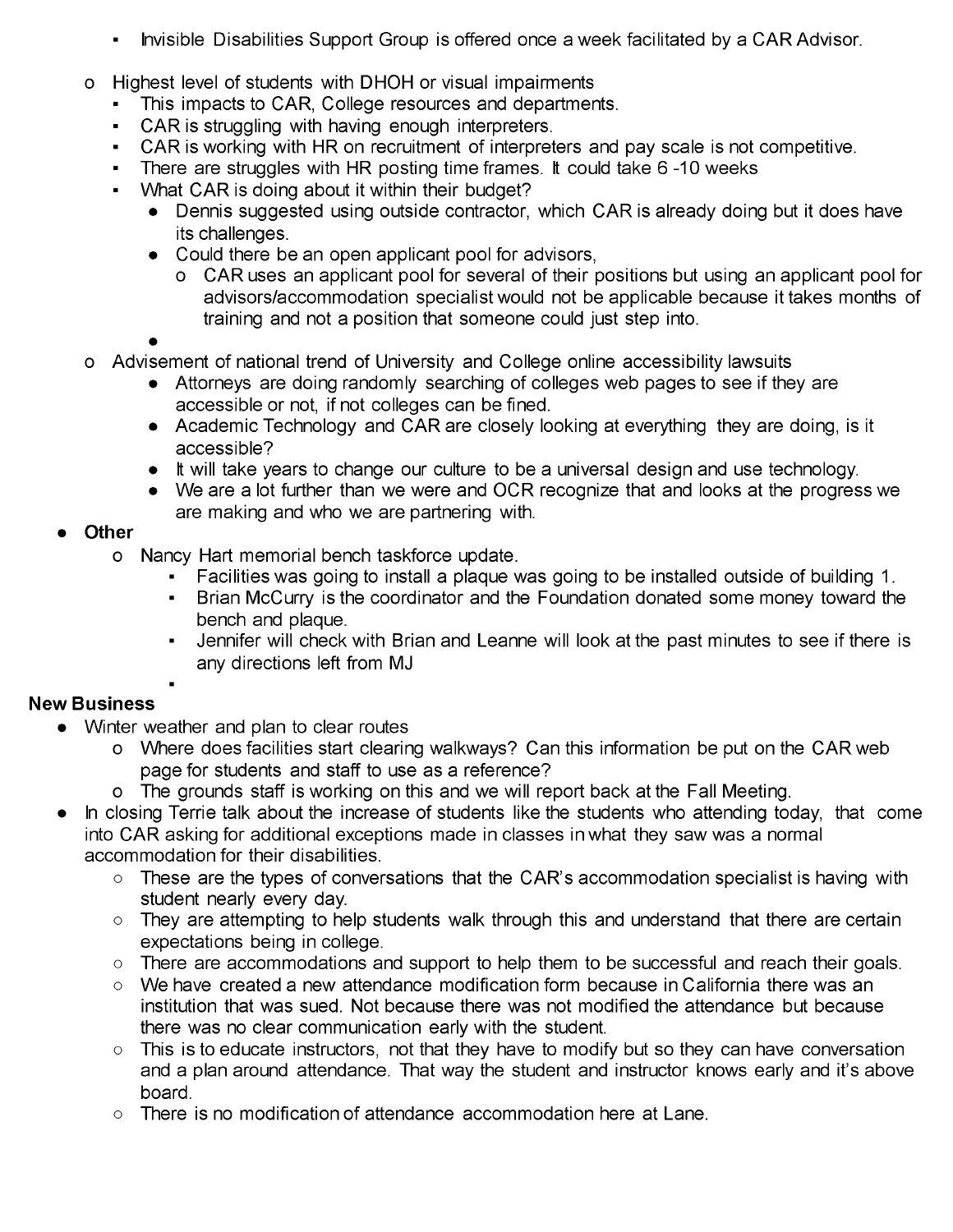- Invisible Disabilities Support Group is offered once a week facilitated by a CAR Advisor.
    - Highest level of students with DHOH or visual impairments
        - This impacts to CAR, College resources and departments.
        - CAR is struggling with having enough interpreters.
        - CAR is working with HR on recruitment of interpreters and pay scale is not competitive.
        - There are struggles with HR posting time frames. It could take 6 -10 weeks
        - What CAR is doing about it within their budget?
            - Dennis suggested using outside contractor, which CAR is already doing but it does have its challenges.
            - Could there be an open applicant pool for advisors,
                - CAR uses an applicant pool for several of their positions but using an applicant pool for advisors/accommodation specialist would not be applicable because it takes months of training and not a position that someone could just step into.
            - 
    - Advisement of national trend of University and College online accessibility lawsuits
        - Attorneys are doing randomly searching of colleges web pages to see if they are accessible or not, if not colleges can be fined.
        - Academic Technology and CAR are closely looking at everything they are doing, is it accessible?
        - It will take years to change our culture to be a universal design and use technology.
        - We are a lot further than we were and OCR recognize that and looks at the progress we are making and who we are partnering with.
- **Other**
    - Nancy Hart memorial bench taskforce update.
        - Facilities was going to install a plaque was going to be installed outside of building 1.
        - Brian McCurry is the coordinator and the Foundation donated some money toward the bench and plaque.
        - Jennifer will check with Brian and Leanne will look at the past minutes to see if there is any directions left from MJ
        - 

**New Business**

- Winter weather and plan to clear routes
    - Where does facilities start clearing walkways? Can this information be put on the CAR web page for students and staff to use as a reference?
    - The grounds staff is working on this and we will report back at the Fall Meeting.
- In closing Terrie talk about the increase of students like the students who attending today, that come into CAR asking for additional exceptions made in classes in what they saw was a normal accommodation for their disabilities.
    - These are the types of conversations that the CAR's accommodation specialist is having with student nearly every day.
    - They are attempting to help students walk through this and understand that there are certain expectations being in college.
    - There are accommodations and support to help them to be successful and reach their goals.
    - We have created a new attendance modification form because in California there was an institution that was sued. Not because there was not modified the attendance but because there was no clear communication early with the student.
    - This is to educate instructors, not that they have to modify but so they can have conversation and a plan around attendance. That way the student and instructor knows early and it's above board.
    - There is no modification of attendance accommodation here at Lane.